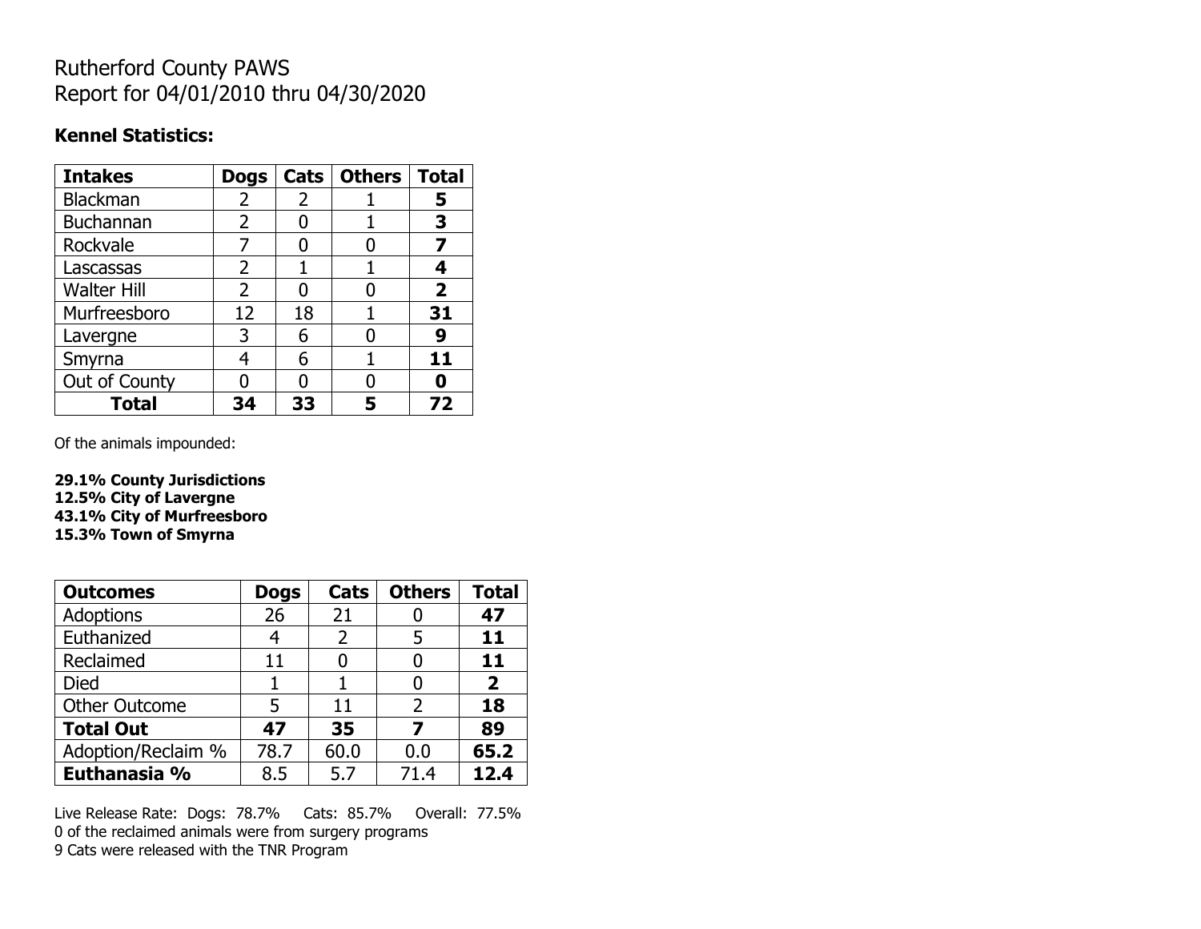# Rutherford County PAWS
# Report for 04/01/2010 thru 04/30/2020

**Kennel Statistics:**

| Intakes | Dogs | Cats | Others | Total |
|---|---|---|---|---|
| Blackman | 2 | 2 | 1 | **5** |
| Buchannan | 2 | 0 | 1 | **3** |
| Rockvale | 7 | 0 | 0 | **7** |
| Lascassas | 2 | 1 | 1 | **4** |
| Walter Hill | 2 | 0 | 0 | **2** |
| Murfreesboro | 12 | 18 | 1 | **31** |
| Lavergne | 3 | 6 | 0 | **9** |
| Smyrna | 4 | 6 | 1 | **11** |
| Out of County | 0 | 0 | 0 | **0** |
| **Total** | **34** | **33** | **5** | **72** |

Of the animals impounded:

**29.1% County Jurisdictions**
**12.5% City of Lavergne**
**43.1% City of Murfreesboro**
**15.3% Town of Smyrna**

| Outcomes | Dogs | Cats | Others | Total |
|---|---|---|---|---|
| Adoptions | 26 | 21 | 0 | **47** |
| Euthanized | 4 | 2 | 5 | **11** |
| Reclaimed | 11 | 0 | 0 | **11** |
| Died | 1 | 1 | 0 | **2** |
| Other Outcome | 5 | 11 | 2 | **18** |
| **Total Out** | **47** | **35** | **7** | **89** |
| Adoption/Reclaim % | 78.7 | 60.0 | 0.0 | **65.2** |
| **Euthanasia %** | 8.5 | 5.7 | 71.4 | **12.4** |

Live Release Rate: Dogs: 78.7% Cats: 85.7% Overall: 77.5%
0 of the reclaimed animals were from surgery programs
9 Cats were released with the TNR Program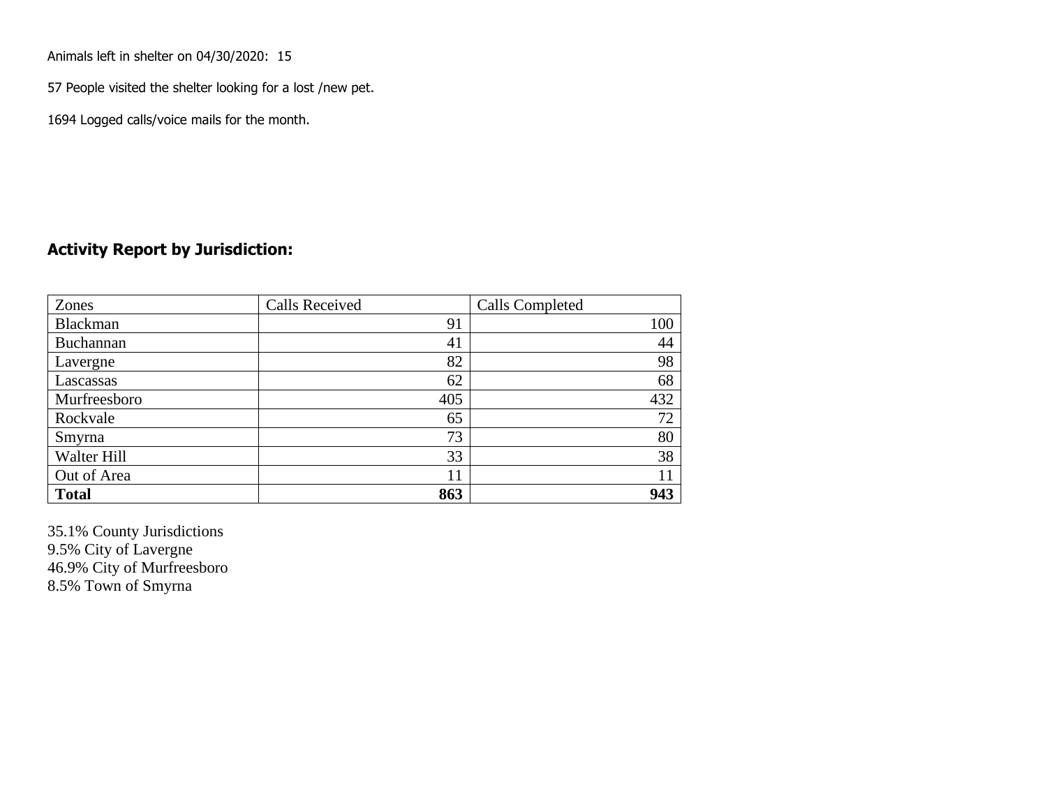Animals left in shelter on 04/30/2020: 15

57 People visited the shelter looking for a lost /new pet.

1694 Logged calls/voice mails for the month.

## Activity Report by Jurisdiction:

| Zones | Calls Received | Calls Completed |
|---|---|---|
| Blackman | 91 | 100 |
| Buchannan | 41 | 44 |
| Lavergne | 82 | 98 |
| Lascassas | 62 | 68 |
| Murfreesboro | 405 | 432 |
| Rockvale | 65 | 72 |
| Smyrna | 73 | 80 |
| Walter Hill | 33 | 38 |
| Out of Area | 11 | 11 |
| **Total** | **863** | **943** |

35.1% County Jurisdictions
9.5% City of Lavergne
46.9% City of Murfreesboro
8.5% Town of Smyrna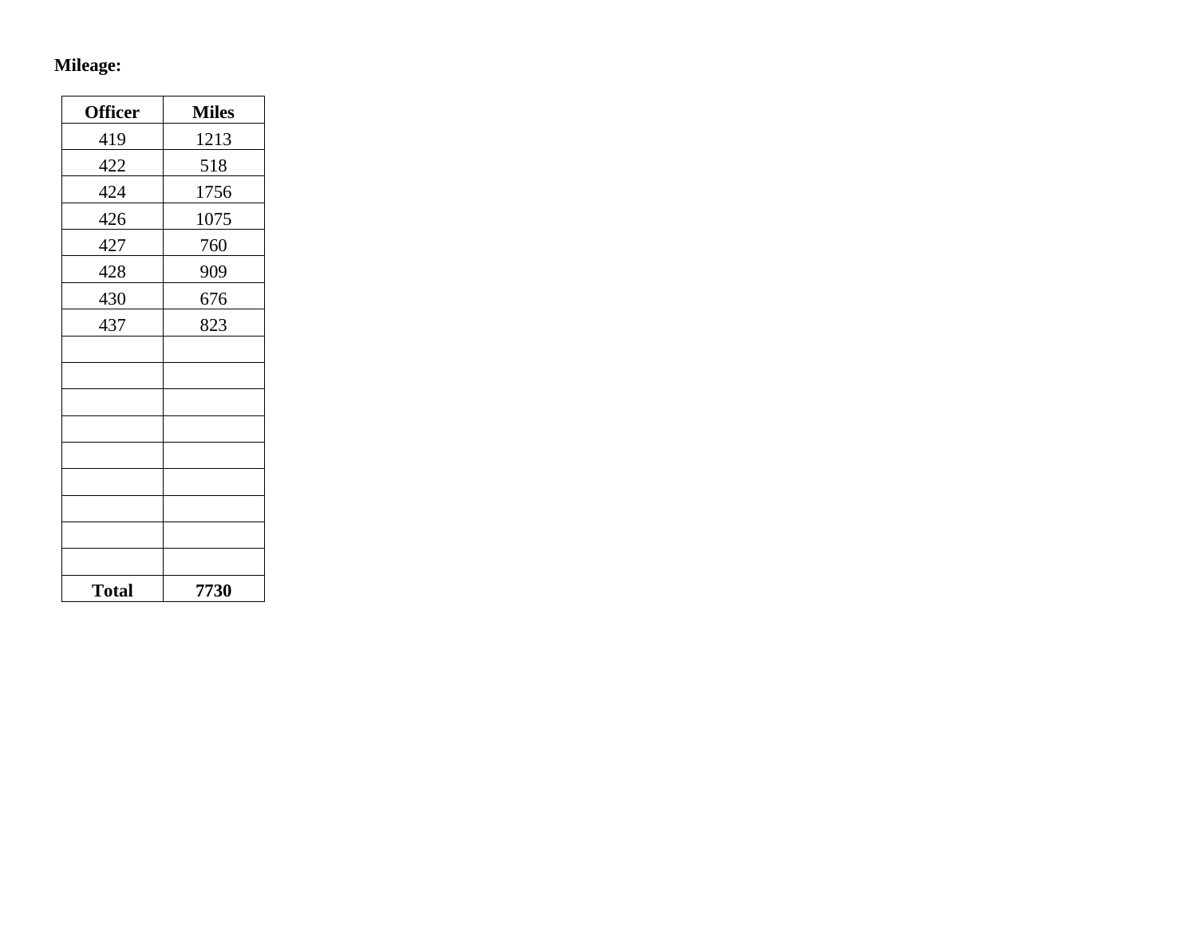**Mileage:**

| Officer | Miles |
|---|---|
| 419 | 1213 |
| 422 | 518 |
| 424 | 1756 |
| 426 | 1075 |
| 427 | 760 |
| 428 | 909 |
| 430 | 676 |
| 437 | 823 |
| | |
| | |
| | |
| | |
| | |
| | |
| | |
| | |
| | |
| **Total** | **7730** |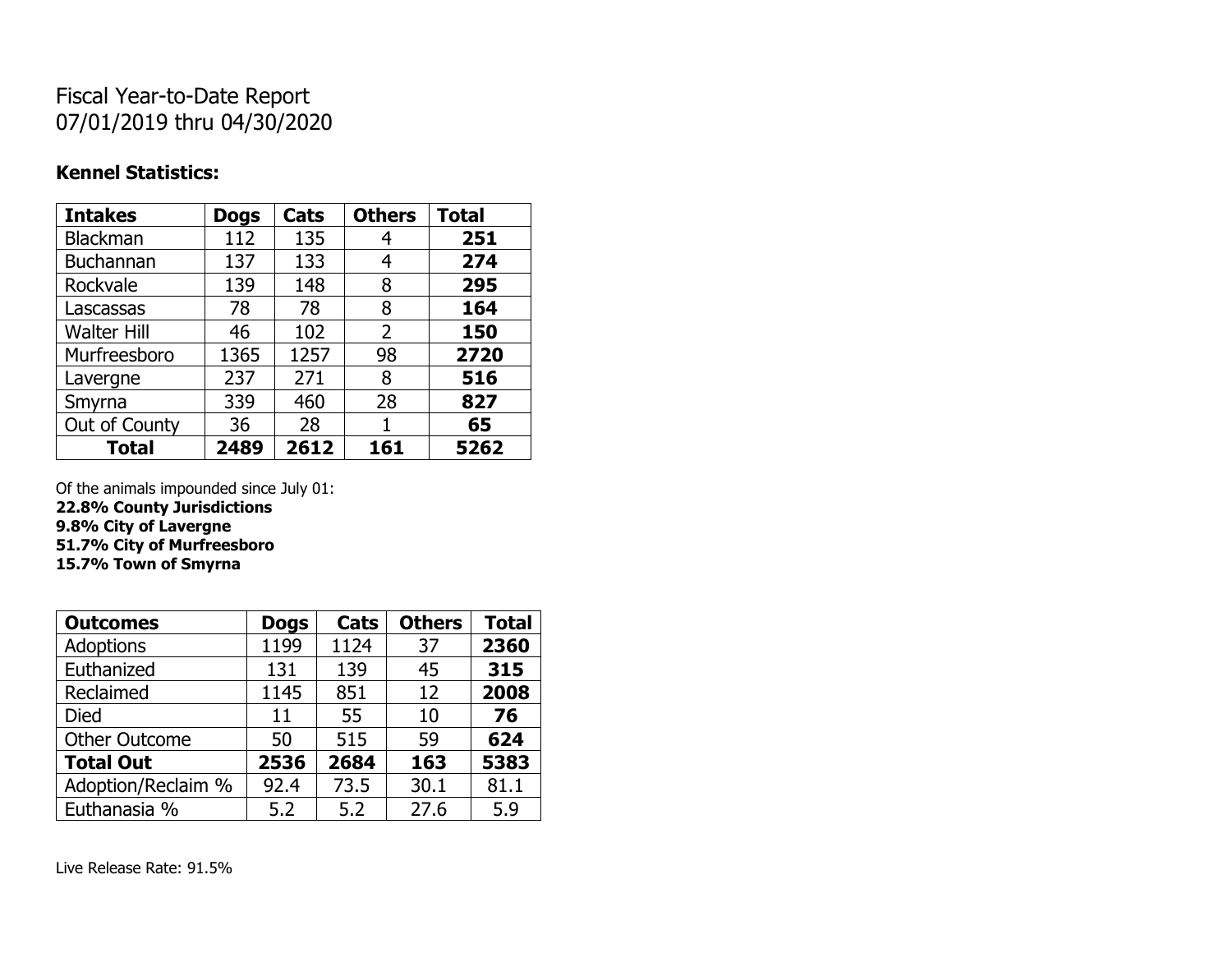# Fiscal Year-to-Date Report
07/01/2019 thru 04/30/2020

### Kennel Statistics:

| Intakes | Dogs | Cats | Others | Total |
|---|---|---|---|---|
| Blackman | 112 | 135 | 4 | **251** |
| Buchannan | 137 | 133 | 4 | **274** |
| Rockvale | 139 | 148 | 8 | **295** |
| Lascassas | 78 | 78 | 8 | **164** |
| Walter Hill | 46 | 102 | 2 | **150** |
| Murfreesboro | 1365 | 1257 | 98 | **2720** |
| Lavergne | 237 | 271 | 8 | **516** |
| Smyrna | 339 | 460 | 28 | **827** |
| Out of County | 36 | 28 | 1 | **65** |
| **Total** | **2489** | **2612** | **161** | **5262** |

Of the animals impounded since July 01:
**22.8% County Jurisdictions**
**9.8% City of Lavergne**
**51.7% City of Murfreesboro**
**15.7% Town of Smyrna**

| Outcomes | Dogs | Cats | Others | Total |
|---|---|---|---|---|
| Adoptions | 1199 | 1124 | 37 | **2360** |
| Euthanized | 131 | 139 | 45 | **315** |
| Reclaimed | 1145 | 851 | 12 | **2008** |
| Died | 11 | 55 | 10 | **76** |
| Other Outcome | 50 | 515 | 59 | **624** |
| **Total Out** | **2536** | **2684** | **163** | **5383** |
| Adoption/Reclaim % | 92.4 | 73.5 | 30.1 | 81.1 |
| Euthanasia % | 5.2 | 5.2 | 27.6 | 5.9 |

Live Release Rate: 91.5%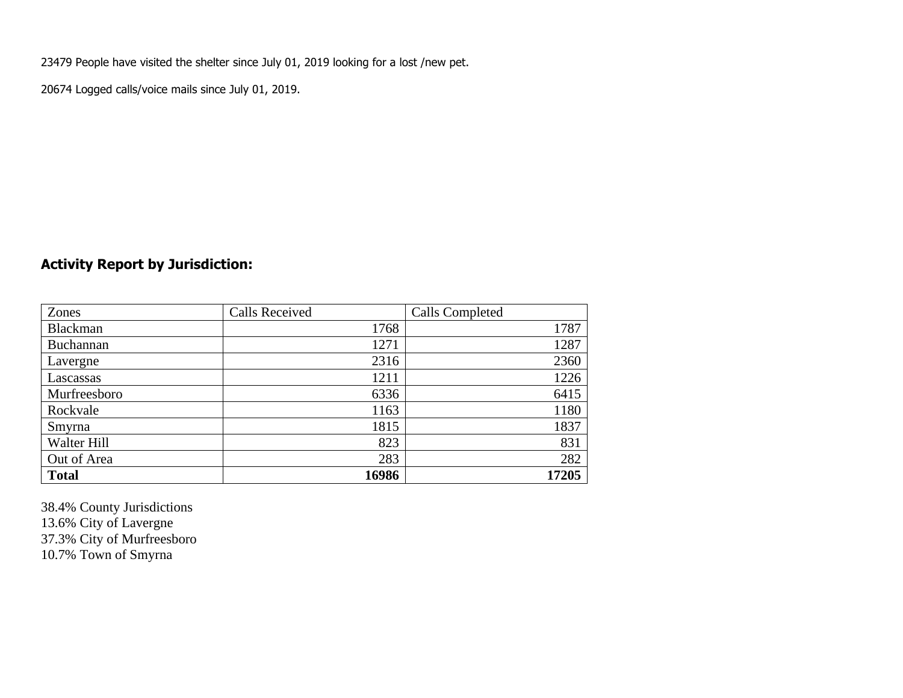23479 People have visited the shelter since July 01, 2019 looking for a lost /new pet.

20674 Logged calls/voice mails since July 01, 2019.

## Activity Report by Jurisdiction:

| Zones | Calls Received | Calls Completed |
|---|---|---|
| Blackman | 1768 | 1787 |
| Buchannan | 1271 | 1287 |
| Lavergne | 2316 | 2360 |
| Lascassas | 1211 | 1226 |
| Murfreesboro | 6336 | 6415 |
| Rockvale | 1163 | 1180 |
| Smyrna | 1815 | 1837 |
| Walter Hill | 823 | 831 |
| Out of Area | 283 | 282 |
| **Total** | **16986** | **17205** |

38.4% County Jurisdictions
13.6% City of Lavergne
37.3% City of Murfreesboro
10.7% Town of Smyrna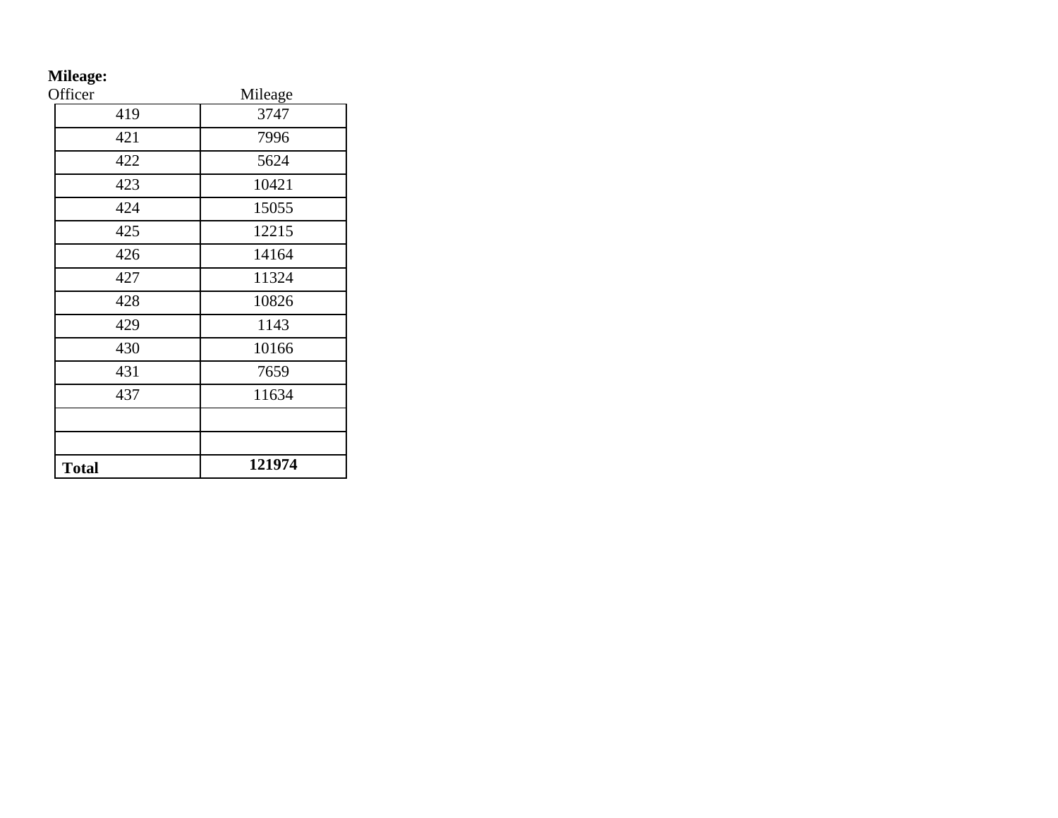**Mileage:**

| Officer | Mileage |
|---|---|
| 419 | 3747 |
| 421 | 7996 |
| 422 | 5624 |
| 423 | 10421 |
| 424 | 15055 |
| 425 | 12215 |
| 426 | 14164 |
| 427 | 11324 |
| 428 | 10826 |
| 429 | 1143 |
| 430 | 10166 |
| 431 | 7659 |
| 437 | 11634 |
| | |
| | |
| **Total** | **121974** |